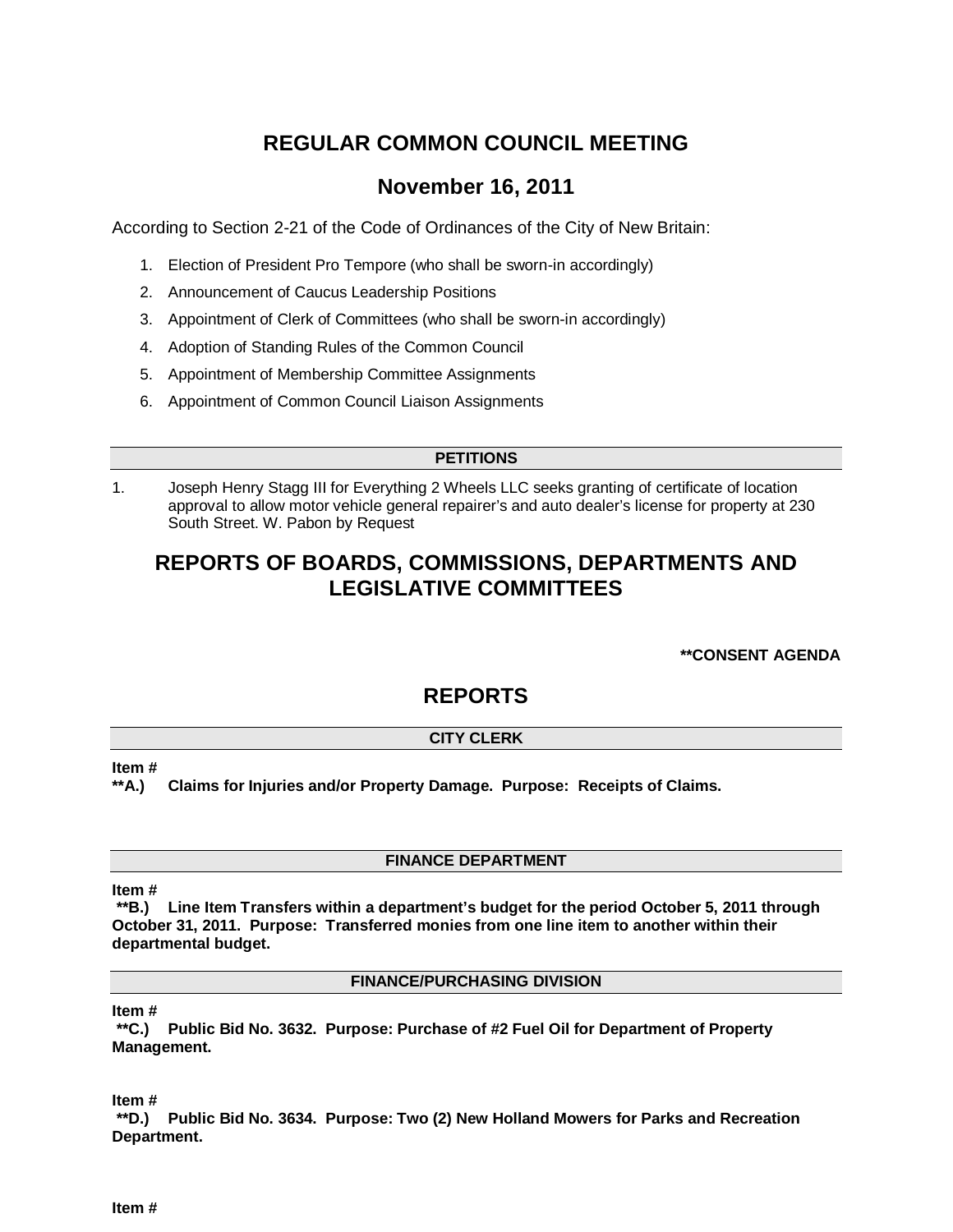# REGULAR COMMON COUNCIL MEETING

## November 16, 2011

According to Section 2-21 of the Code of Ordinances of the City of New Britain:

1. Election of President Pro Tempore (who shall be sworn-in accordingly)
2. Announcement of Caucus Leadership Positions
3. Appointment of Clerk of Committees (who shall be sworn-in accordingly)
4. Adoption of Standing Rules of the Common Council
5. Appointment of Membership Committee Assignments
6. Appointment of Common Council Liaison Assignments

### PETITIONS

1. Joseph Henry Stagg III for Everything 2 Wheels LLC seeks granting of certificate of location approval to allow motor vehicle general repairer's and auto dealer's license for property at 230 South Street. W. Pabon by Request

## REPORTS OF BOARDS, COMMISSIONS, DEPARTMENTS AND LEGISLATIVE COMMITTEES

**\*\*CONSENT AGENDA**

## REPORTS

### CITY CLERK

**Item #**
**\*\*A.) Claims for Injuries and/or Property Damage. Purpose: Receipts of Claims.**

### FINANCE DEPARTMENT

**Item #**
**\*\*B.) Line Item Transfers within a department's budget for the period October 5, 2011 through October 31, 2011. Purpose: Transferred monies from one line item to another within their departmental budget.**

### FINANCE/PURCHASING DIVISION

**Item #**
**\*\*C.) Public Bid No. 3632. Purpose: Purchase of #2 Fuel Oil for Department of Property Management.**

**Item #**
**\*\*D.) Public Bid No. 3634. Purpose: Two (2) New Holland Mowers for Parks and Recreation Department.**

**Item #**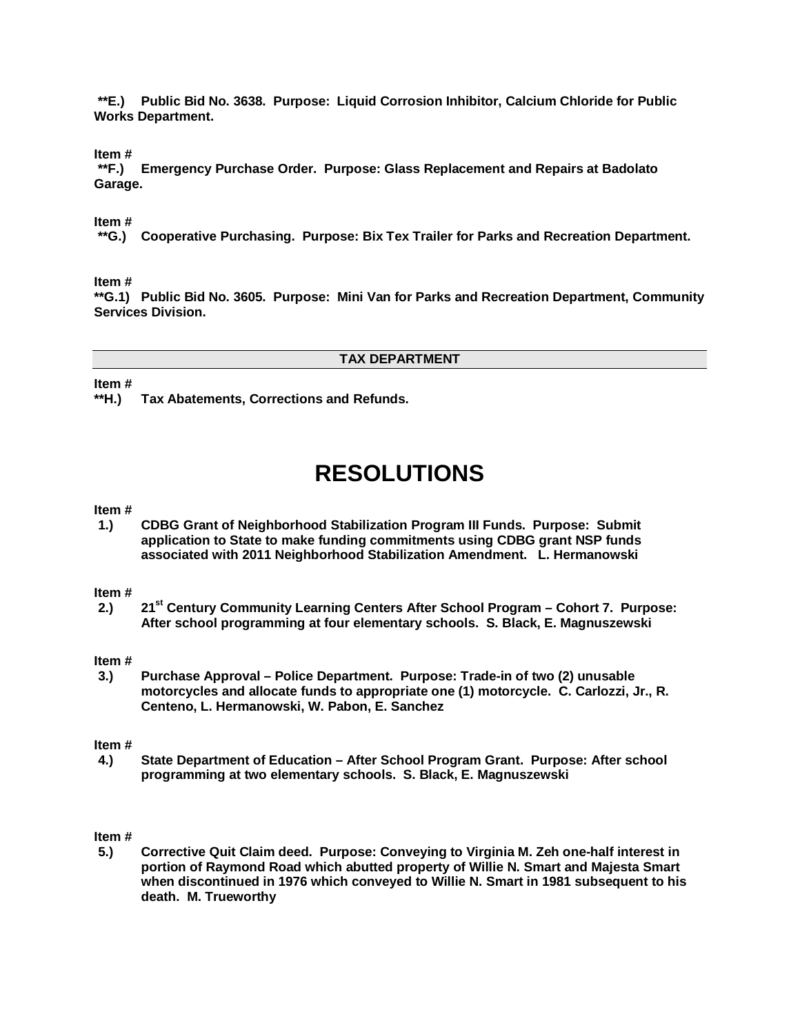**\*\*E.) Public Bid No. 3638. Purpose: Liquid Corrosion Inhibitor, Calcium Chloride for Public Works Department.**

**Item #**
**\*\*F.) Emergency Purchase Order. Purpose: Glass Replacement and Repairs at Badolato Garage.**

**Item #**
**\*\*G.) Cooperative Purchasing. Purpose: Bix Tex Trailer for Parks and Recreation Department.**

**Item #**
**\*\*G.1) Public Bid No. 3605. Purpose: Mini Van for Parks and Recreation Department, Community Services Division.**

## TAX DEPARTMENT

**Item #**
**\*\*H.) Tax Abatements, Corrections and Refunds.**

# RESOLUTIONS

**Item #**
**1.) CDBG Grant of Neighborhood Stabilization Program III Funds. Purpose: Submit application to State to make funding commitments using CDBG grant NSP funds associated with 2011 Neighborhood Stabilization Amendment. L. Hermanowski**

**Item #**
**2.) 21st Century Community Learning Centers After School Program – Cohort 7. Purpose: After school programming at four elementary schools. S. Black, E. Magnuszewski**

**Item #**
**3.) Purchase Approval – Police Department. Purpose: Trade-in of two (2) unusable motorcycles and allocate funds to appropriate one (1) motorcycle. C. Carlozzi, Jr., R. Centeno, L. Hermanowski, W. Pabon, E. Sanchez**

**Item #**
**4.) State Department of Education – After School Program Grant. Purpose: After school programming at two elementary schools. S. Black, E. Magnuszewski**

**Item #**
**5.) Corrective Quit Claim deed. Purpose: Conveying to Virginia M. Zeh one-half interest in portion of Raymond Road which abutted property of Willie N. Smart and Majesta Smart when discontinued in 1976 which conveyed to Willie N. Smart in 1981 subsequent to his death. M. Trueworthy**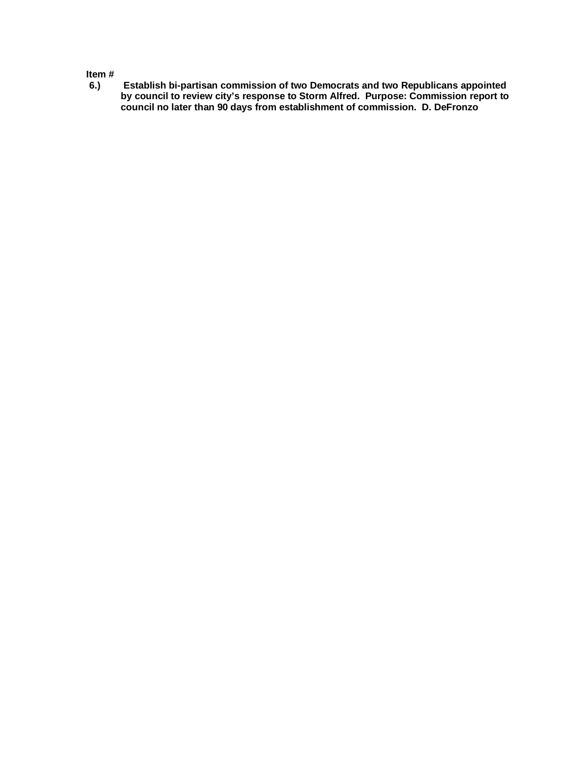**Item #**

**6.) Establish bi-partisan commission of two Democrats and two Republicans appointed by council to review city's response to Storm Alfred. Purpose: Commission report to council no later than 90 days from establishment of commission. D. DeFronzo**